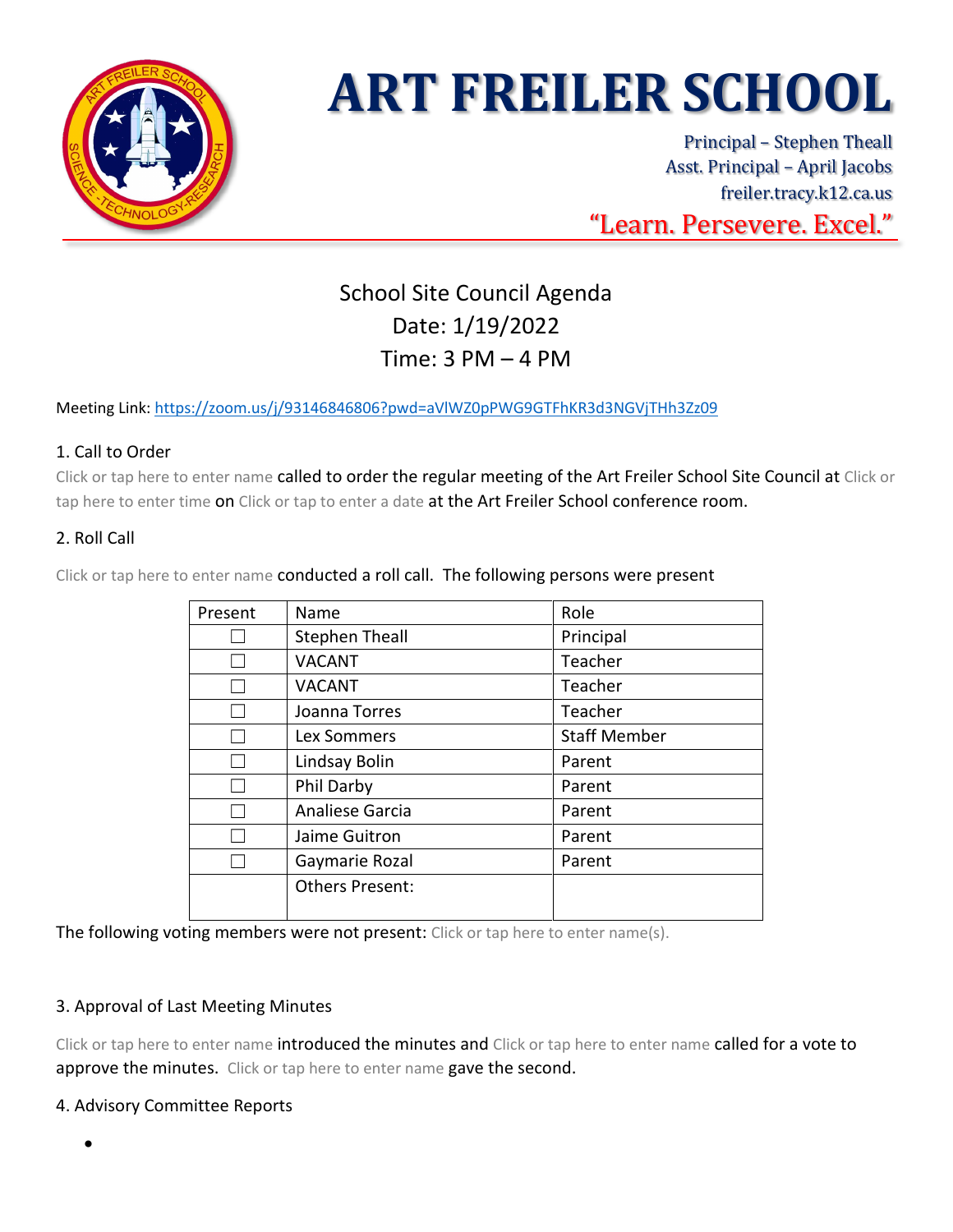# ART FREILER SCHOOL

Principal – Stephen Theall
Asst. Principal – April Jacobs
freiler.tracy.k12.ca.us

"Learn. Persevere. Excel."

## School Site Council Agenda
Date: 1/19/2022
Time: 3 PM – 4 PM

Meeting Link: https://zoom.us/j/93146846806?pwd=aVlWZ0pPWG9GTFhKR3d3NGVjTHh3Zz09

### 1. Call to Order

Click or tap here to enter name called to order the regular meeting of the Art Freiler School Site Council at Click or tap here to enter time on Click or tap to enter a date at the Art Freiler School conference room.

### 2. Roll Call

Click or tap here to enter name conducted a roll call. The following persons were present

| Present | Name | Role |
|---|---|---|
| ☐ | Stephen Theall | Principal |
| ☐ | VACANT | Teacher |
| ☐ | VACANT | Teacher |
| ☐ | Joanna Torres | Teacher |
| ☐ | Lex Sommers | Staff Member |
| ☐ | Lindsay Bolin | Parent |
| ☐ | Phil Darby | Parent |
| ☐ | Analiese Garcia | Parent |
| ☐ | Jaime Guitron | Parent |
| ☐ | Gaymarie Rozal | Parent |
| | Others Present: | |

The following voting members were not present: Click or tap here to enter name(s).

### 3. Approval of Last Meeting Minutes

Click or tap here to enter name introduced the minutes and Click or tap here to enter name called for a vote to approve the minutes. Click or tap here to enter name gave the second.

### 4. Advisory Committee Reports

-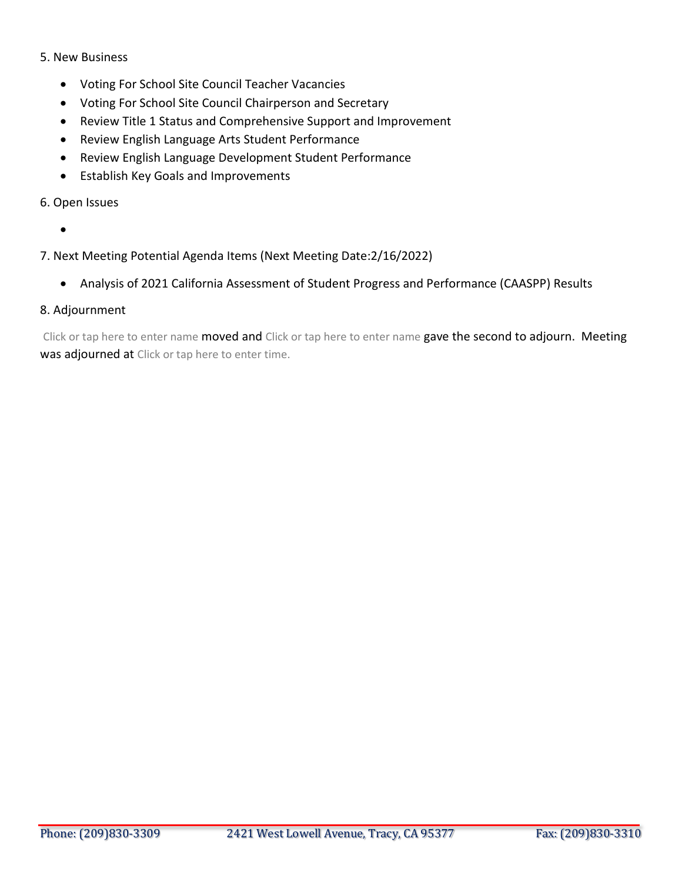5. New Business

- Voting For School Site Council Teacher Vacancies
- Voting For School Site Council Chairperson and Secretary
- Review Title 1 Status and Comprehensive Support and Improvement
- Review English Language Arts Student Performance
- Review English Language Development Student Performance
- Establish Key Goals and Improvements

6. Open Issues

- 

7. Next Meeting Potential Agenda Items (Next Meeting Date:2/16/2022)

- Analysis of 2021 California Assessment of Student Progress and Performance (CAASPP) Results

8. Adjournment

Click or tap here to enter name moved and Click or tap here to enter name gave the second to adjourn. Meeting was adjourned at Click or tap here to enter time.